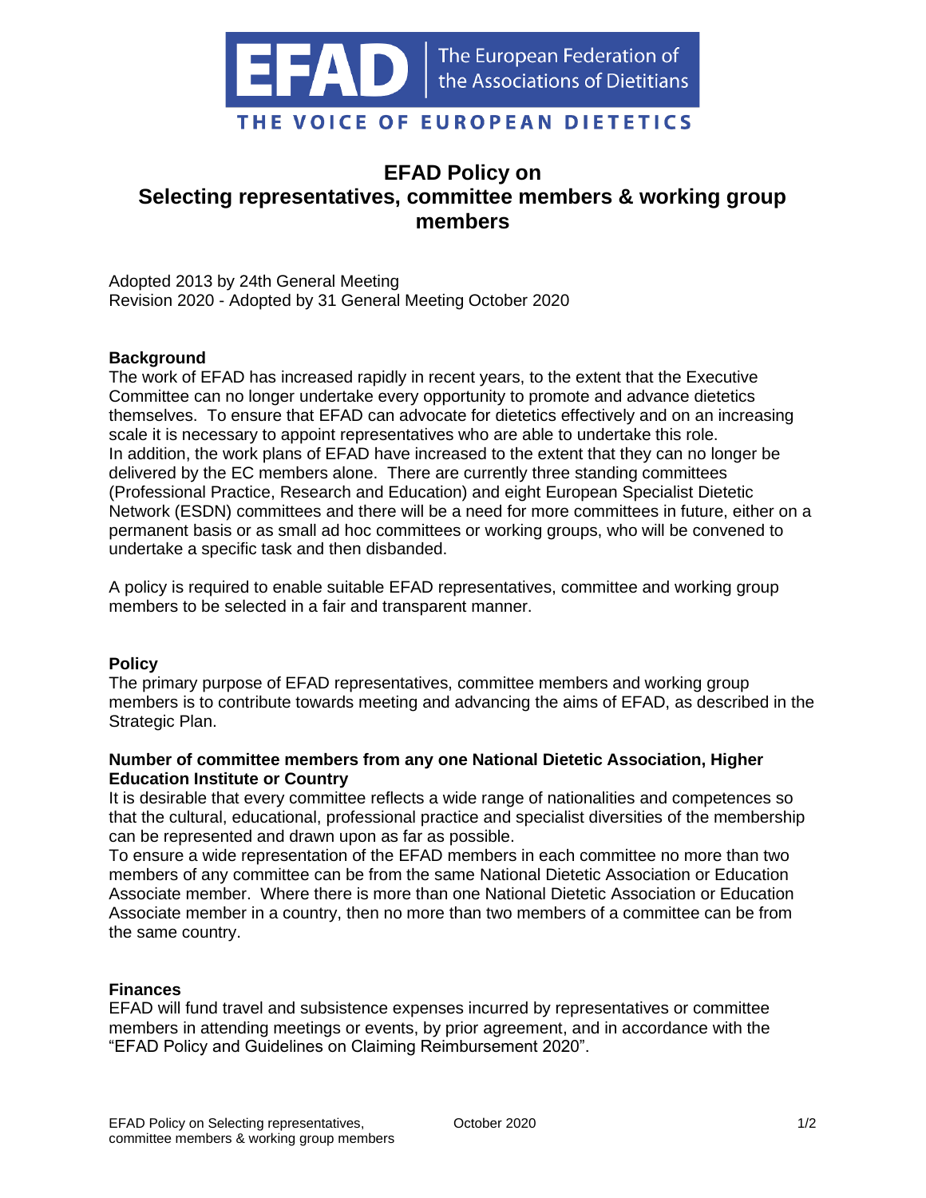# EFAD Policy on Selecting representatives, committee members & working group members

Adopted 2013 by 24th General Meeting
Revision 2020 - Adopted by 31 General Meeting October 2020

**Background**

The work of EFAD has increased rapidly in recent years, to the extent that the Executive Committee can no longer undertake every opportunity to promote and advance dietetics themselves. To ensure that EFAD can advocate for dietetics effectively and on an increasing scale it is necessary to appoint representatives who are able to undertake this role.
In addition, the work plans of EFAD have increased to the extent that they can no longer be delivered by the EC members alone. There are currently three standing committees (Professional Practice, Research and Education) and eight European Specialist Dietetic Network (ESDN) committees and there will be a need for more committees in future, either on a permanent basis or as small ad hoc committees or working groups, who will be convened to undertake a specific task and then disbanded.

A policy is required to enable suitable EFAD representatives, committee and working group members to be selected in a fair and transparent manner.

**Policy**

The primary purpose of EFAD representatives, committee members and working group members is to contribute towards meeting and advancing the aims of EFAD, as described in the Strategic Plan.

**Number of committee members from any one National Dietetic Association, Higher Education Institute or Country**

It is desirable that every committee reflects a wide range of nationalities and competences so that the cultural, educational, professional practice and specialist diversities of the membership can be represented and drawn upon as far as possible.
To ensure a wide representation of the EFAD members in each committee no more than two members of any committee can be from the same National Dietetic Association or Education Associate member. Where there is more than one National Dietetic Association or Education Associate member in a country, then no more than two members of a committee can be from the same country.

**Finances**

EFAD will fund travel and subsistence expenses incurred by representatives or committee members in attending meetings or events, by prior agreement, and in accordance with the "EFAD Policy and Guidelines on Claiming Reimbursement 2020".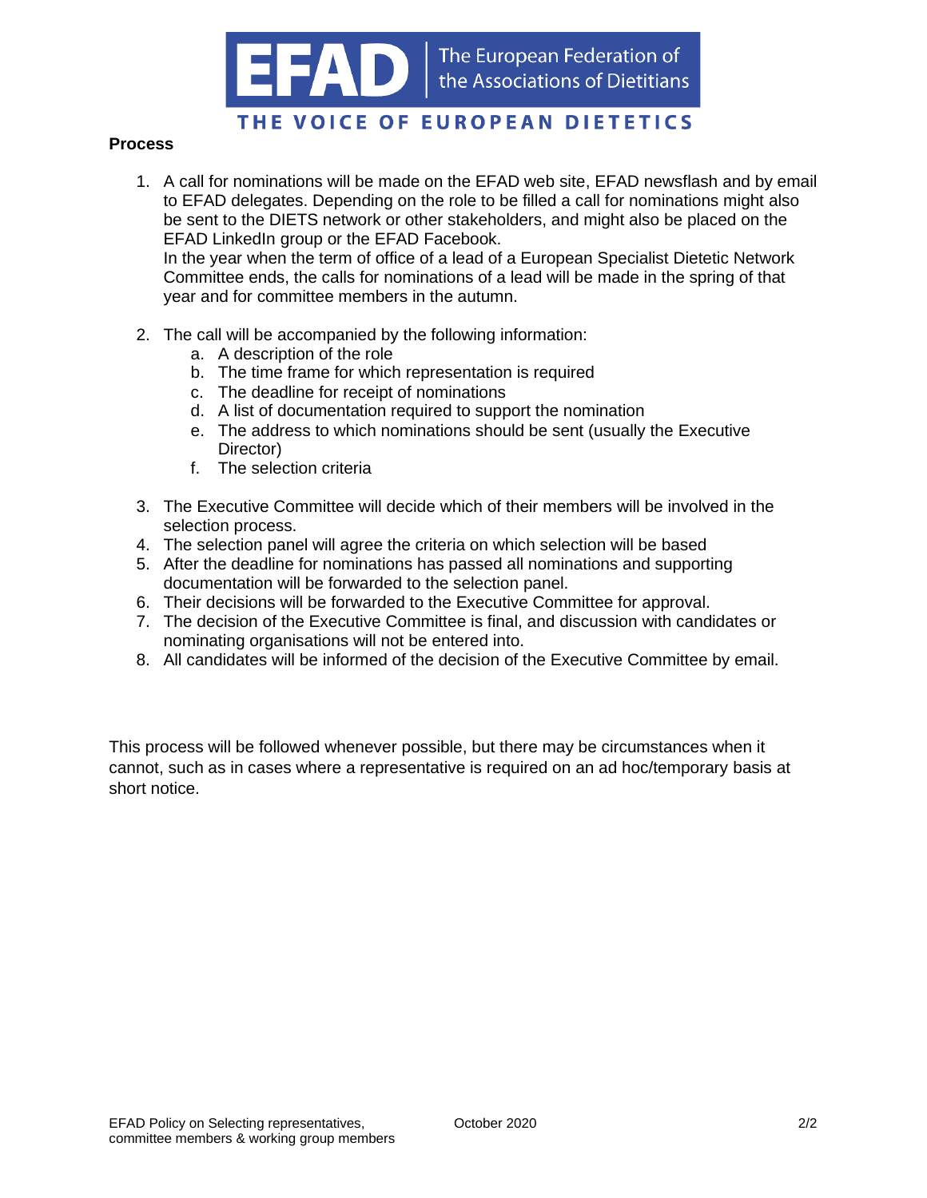**Process**

1. A call for nominations will be made on the EFAD web site, EFAD newsflash and by email to EFAD delegates. Depending on the role to be filled a call for nominations might also be sent to the DIETS network or other stakeholders, and might also be placed on the EFAD LinkedIn group or the EFAD Facebook.
   In the year when the term of office of a lead of a European Specialist Dietetic Network Committee ends, the calls for nominations of a lead will be made in the spring of that year and for committee members in the autumn.

2. The call will be accompanied by the following information:
   a. A description of the role
   b. The time frame for which representation is required
   c. The deadline for receipt of nominations
   d. A list of documentation required to support the nomination
   e. The address to which nominations should be sent (usually the Executive Director)
   f. The selection criteria

3. The Executive Committee will decide which of their members will be involved in the selection process.
4. The selection panel will agree the criteria on which selection will be based
5. After the deadline for nominations has passed all nominations and supporting documentation will be forwarded to the selection panel.
6. Their decisions will be forwarded to the Executive Committee for approval.
7. The decision of the Executive Committee is final, and discussion with candidates or nominating organisations will not be entered into.
8. All candidates will be informed of the decision of the Executive Committee by email.

This process will be followed whenever possible, but there may be circumstances when it cannot, such as in cases where a representative is required on an ad hoc/temporary basis at short notice.